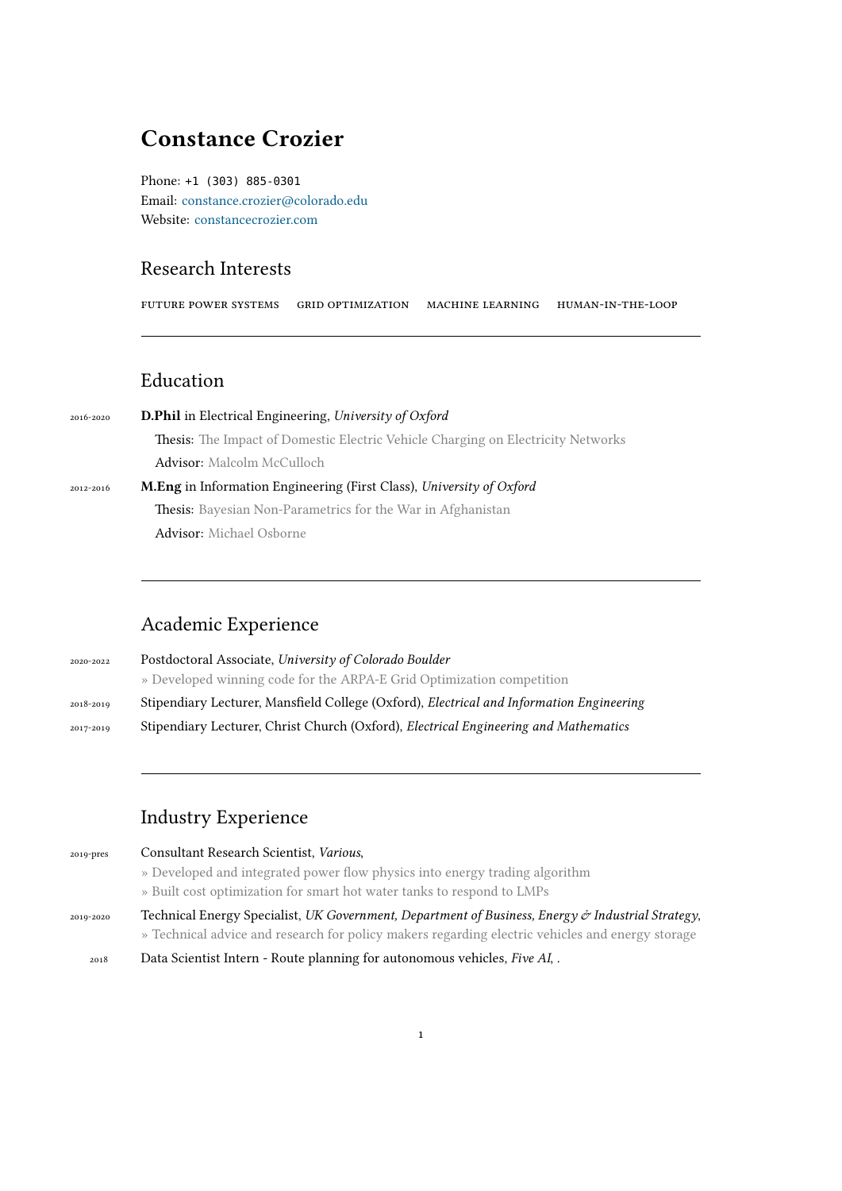# Constance Crozier

Phone: +1 (303) 885-0301
Email: constance.crozier@colorado.edu
Website: constancecrozier.com

## Research Interests

FUTURE POWER SYSTEMS GRID OPTIMIZATION MACHINE LEARNING HUMAN-IN-THE-LOOP

---

## Education

2016-2020 **D.Phil** in Electrical Engineering, *University of Oxford*

Thesis: The Impact of Domestic Electric Vehicle Charging on Electricity Networks

Advisor: Malcolm McCulloch

2012-2016 **M.Eng** in Information Engineering (First Class), *University of Oxford*

Thesis: Bayesian Non-Parametrics for the War in Afghanistan

Advisor: Michael Osborne

---

## Academic Experience

2020-2022 Postdoctoral Associate, *University of Colorado Boulder*

» Developed winning code for the ARPA-E Grid Optimization competition

2018-2019 Stipendiary Lecturer, Mansfield College (Oxford), *Electrical and Information Engineering*

2017-2019 Stipendiary Lecturer, Christ Church (Oxford), *Electrical Engineering and Mathematics*

---

## Industry Experience

2019-pres Consultant Research Scientist, *Various*,

» Developed and integrated power flow physics into energy trading algorithm

» Built cost optimization for smart hot water tanks to respond to LMPs

2019-2020 Technical Energy Specialist, *UK Government, Department of Business, Energy & Industrial Strategy*,

» Technical advice and research for policy makers regarding electric vehicles and energy storage

2018 Data Scientist Intern - Route planning for autonomous vehicles, *Five AI*, .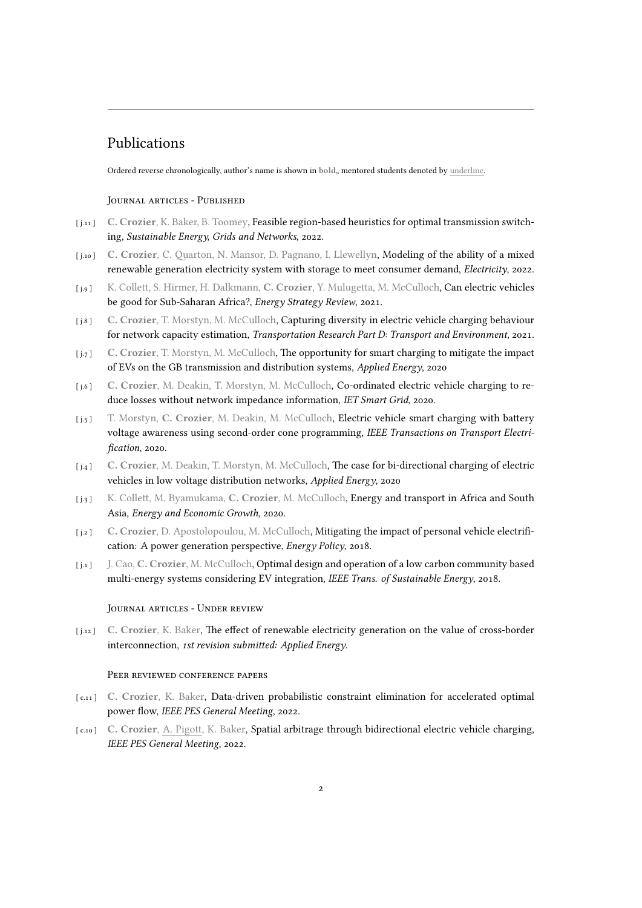## Publications

Ordered reverse chronologically, author's name is shown in **bold**,, mentored students denoted by <u>underline</u>.

### Journal articles - Published

- [ j.11 ] **C. Crozier**, K. Baker, B. Toomey, Feasible region-based heuristics for optimal transmission switching, *Sustainable Energy, Grids and Networks*, 2022.
- [ j.10 ] **C. Crozier**, C. Quarton, N. Mansor, D. Pagnano, I. Llewellyn, Modeling of the ability of a mixed renewable generation electricity system with storage to meet consumer demand, *Electricity*, 2022.
- [ j.9 ] K. Collett, S. Hirmer, H. Dalkmann, **C. Crozier**, Y. Mulugetta, M. McCulloch, Can electric vehicles be good for Sub-Saharan Africa?, *Energy Strategy Review*, 2021.
- [ j.8 ] **C. Crozier**, T. Morstyn, M. McCulloch, Capturing diversity in electric vehicle charging behaviour for network capacity estimation, *Transportation Research Part D: Transport and Environment*, 2021.
- [ j.7 ] **C. Crozier**, T. Morstyn, M. McCulloch, The opportunity for smart charging to mitigate the impact of EVs on the GB transmission and distribution systems, *Applied Energy*, 2020
- [ j.6 ] **C. Crozier**, M. Deakin, T. Morstyn, M. McCulloch, Co-ordinated electric vehicle charging to reduce losses without network impedance information, *IET Smart Grid*, 2020.
- [ j.5 ] T. Morstyn, **C. Crozier**, M. Deakin, M. McCulloch, Electric vehicle smart charging with battery voltage awareness using second-order cone programming, *IEEE Transactions on Transport Electrification*, 2020.
- [ j.4 ] **C. Crozier**, M. Deakin, T. Morstyn, M. McCulloch, The case for bi-directional charging of electric vehicles in low voltage distribution networks, *Applied Energy*, 2020
- [ j.3 ] K. Collett, M. Byamukama, **C. Crozier**, M. McCulloch, Energy and transport in Africa and South Asia, *Energy and Economic Growth*, 2020.
- [ j.2 ] **C. Crozier**, D. Apostolopoulou, M. McCulloch, Mitigating the impact of personal vehicle electrification: A power generation perspective, *Energy Policy*, 2018.
- [ j.1 ] J. Cao, **C. Crozier**, M. McCulloch, Optimal design and operation of a low carbon community based multi-energy systems considering EV integration, *IEEE Trans. of Sustainable Energy*, 2018.

### Journal articles - Under review

- [ j.12 ] **C. Crozier**, K. Baker, The effect of renewable electricity generation on the value of cross-border interconnection, *1st revision submitted: Applied Energy*.

### Peer reviewed conference papers

- [ c.11 ] **C. Crozier**, K. Baker, Data-driven probabilistic constraint elimination for accelerated optimal power flow, *IEEE PES General Meeting*, 2022.
- [ c.10 ] **C. Crozier**, <u>A. Pigott</u>, K. Baker, Spatial arbitrage through bidirectional electric vehicle charging, *IEEE PES General Meeting*, 2022.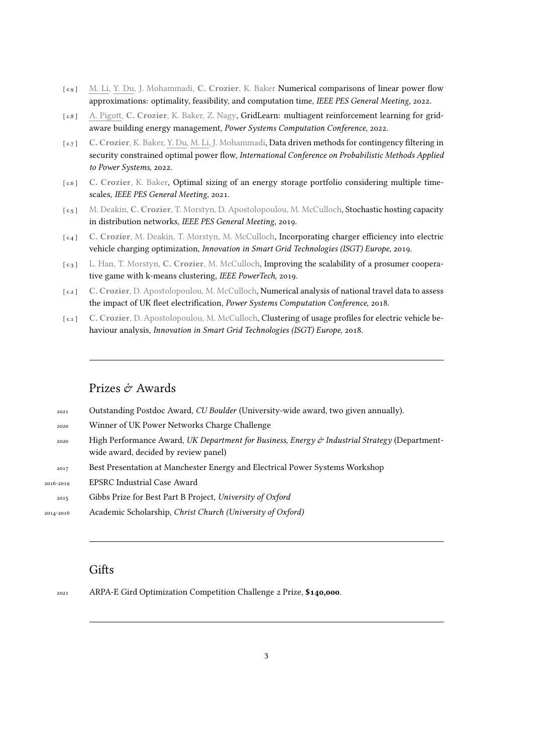- [ c.9 ] M. Li, Y. Du, J. Mohammadi, **C. Crozier**, K. Baker Numerical comparisons of linear power flow approximations: optimality, feasibility, and computation time, *IEEE PES General Meeting*, 2022.
- [ c.8 ] A. Pigott, **C. Crozier**, K. Baker, Z. Nagy, GridLearn: multiagent reinforcement learning for grid-aware building energy management, *Power Systems Computation Conference*, 2022.
- [ c.7 ] **C. Crozier**, K. Baker, Y. Du, M. Li, J. Mohammadi, Data driven methods for contingency filtering in security constrained optimal power flow, *International Conference on Probabilistic Methods Applied to Power Systems*, 2022.
- [ c.6 ] **C. Crozier**, K. Baker, Optimal sizing of an energy storage portfolio considering multiple time-scales, *IEEE PES General Meeting*, 2021.
- [ c.5 ] M. Deakin, **C. Crozier**, T. Morstyn, D. Apostolopoulou, M. McCulloch, Stochastic hosting capacity in distribution networks, *IEEE PES General Meeting*, 2019.
- [ c.4 ] **C. Crozier**, M. Deakin, T. Morstyn, M. McCulloch, Incorporating charger efficiency into electric vehicle charging optimization, *Innovation in Smart Grid Technologies (ISGT) Europe*, 2019.
- [ c.3 ] L. Han, T. Morstyn, **C. Crozier**, M. McCulloch, Improving the scalability of a prosumer cooperative game with k-means clustering, *IEEE PowerTech*, 2019.
- [ c.2 ] **C. Crozier**, D. Apostolopoulou, M. McCulloch, Numerical analysis of national travel data to assess the impact of UK fleet electrification, *Power Systems Computation Conference*, 2018.
- [ c.1 ] **C. Crozier**, D. Apostolopoulou, M. McCulloch, Clustering of usage profiles for electric vehicle behaviour analysis, *Innovation in Smart Grid Technologies (ISGT) Europe*, 2018.

---

## Prizes & Awards

- 2021 Outstanding Postdoc Award, *CU Boulder* (University-wide award, two given annually).
- 2020 Winner of UK Power Networks Charge Challenge
- 2020 High Performance Award, *UK Department for Business, Energy & Industrial Strategy* (Department-wide award, decided by review panel)
- 2017 Best Presentation at Manchester Energy and Electrical Power Systems Workshop
- 2016-2019 EPSRC Industrial Case Award
- 2015 Gibbs Prize for Best Part B Project, *University of Oxford*
- 2014-2016 Academic Scholarship, *Christ Church (University of Oxford)*

---

## Gifts

- 2021 ARPA-E Gird Optimization Competition Challenge 2 Prize, **$140,000**.

---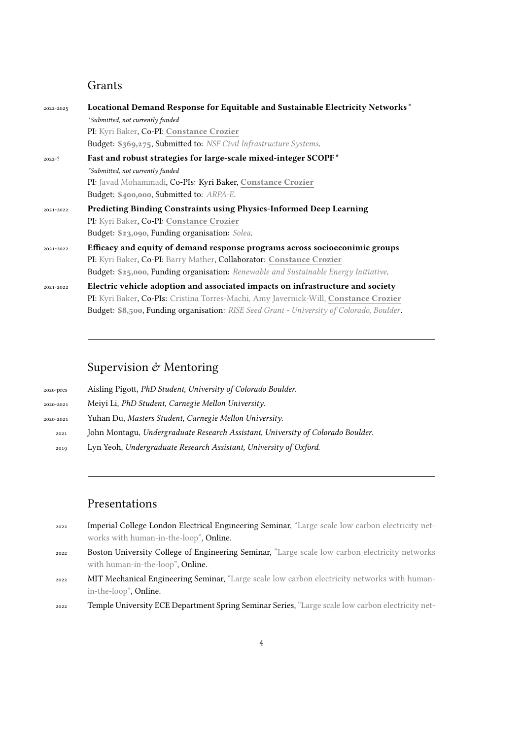## Grants

2022-2025 **Locational Demand Response for Equitable and Sustainable Electricity Networks***
*\*Submitted, not currently funded*
PI: Kyri Baker, Co-PI: **Constance Crozier**
Budget: **$369,275**, Submitted to: *NSF Civil Infrastructure Systems*.

2022-? **Fast and robust strategies for large-scale mixed-integer SCOPF***
*\*Submitted, not currently funded*
PI: Javad Mohammadi, Co-PIs: Kyri Baker, **Constance Crozier**
Budget: **$400,000**, Submitted to: *ARPA-E*.

2021-2022 **Predicting Binding Constraints using Physics-Informed Deep Learning**
PI: Kyri Baker, Co-PI: **Constance Crozier**
Budget: **$23,090**, Funding organisation: *Solea*.

2021-2022 **Efficacy and equity of demand response programs across socioeconimic groups**
PI: Kyri Baker, Co-PI: Barry Mather, Collaborator: **Constance Crozier**
Budget: **$25,000**, Funding organisation: *Renewable and Sustainable Energy Initiative*.

2021-2022 **Electric vehicle adoption and associated impacts on infrastructure and society**
PI: Kyri Baker, Co-PIs: Cristina Torres-Machi, Amy Javernick-Will, **Constance Crozier**
Budget: **$8,500**, Funding organisation: *RISE Seed Grant - University of Colorado, Boulder*.

---

## Supervision & Mentoring

2020-pres Aisling Pigott, *PhD Student, University of Colorado Boulder.*

2020-2021 Meiyi Li, *PhD Student, Carnegie Mellon University.*

2020-2021 Yuhan Du, *Masters Student, Carnegie Mellon University.*

2021 John Montagu, *Undergraduate Research Assistant, University of Colorado Boulder.*

2019 Lyn Yeoh, *Undergraduate Research Assistant, University of Oxford.*

---

## Presentations

2022 Imperial College London Electrical Engineering Seminar, "Large scale low carbon electricity networks with human-in-the-loop", Online.

2022 Boston University College of Engineering Seminar, "Large scale low carbon electricity networks with human-in-the-loop", Online.

2022 MIT Mechanical Engineering Seminar, "Large scale low carbon electricity networks with human-in-the-loop", Online.

2022 Temple University ECE Department Spring Seminar Series, "Large scale low carbon electricity net-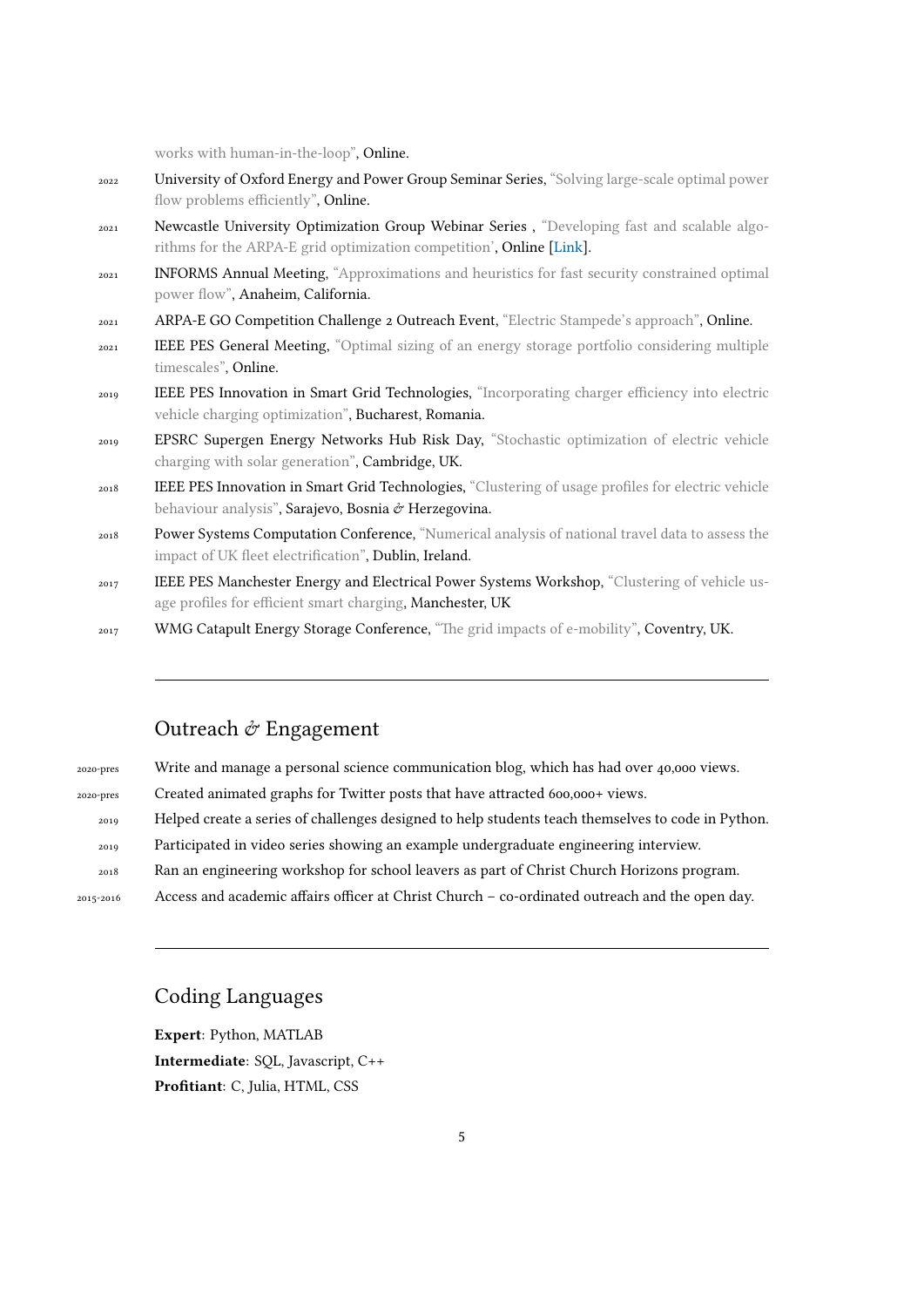works with human-in-the-loop", Online.

- 2022 — University of Oxford Energy and Power Group Seminar Series, "Solving large-scale optimal power flow problems efficiently", Online.
- 2021 — Newcastle University Optimization Group Webinar Series , "Developing fast and scalable algorithms for the ARPA-E grid optimization competition', Online [Link].
- 2021 — INFORMS Annual Meeting, "Approximations and heuristics for fast security constrained optimal power flow", Anaheim, California.
- 2021 — ARPA-E GO Competition Challenge 2 Outreach Event, "Electric Stampede's approach", Online.
- 2021 — IEEE PES General Meeting, "Optimal sizing of an energy storage portfolio considering multiple timescales", Online.
- 2019 — IEEE PES Innovation in Smart Grid Technologies, "Incorporating charger efficiency into electric vehicle charging optimization", Bucharest, Romania.
- 2019 — EPSRC Supergen Energy Networks Hub Risk Day, "Stochastic optimization of electric vehicle charging with solar generation", Cambridge, UK.
- 2018 — IEEE PES Innovation in Smart Grid Technologies, "Clustering of usage profiles for electric vehicle behaviour analysis", Sarajevo, Bosnia & Herzegovina.
- 2018 — Power Systems Computation Conference, "Numerical analysis of national travel data to assess the impact of UK fleet electrification", Dublin, Ireland.
- 2017 — IEEE PES Manchester Energy and Electrical Power Systems Workshop, "Clustering of vehicle usage profiles for efficient smart charging, Manchester, UK
- 2017 — WMG Catapult Energy Storage Conference, "The grid impacts of e-mobility", Coventry, UK.

---

## Outreach & Engagement

- 2020-pres — Write and manage a personal science communication blog, which has had over 40,000 views.
- 2020-pres — Created animated graphs for Twitter posts that have attracted 600,000+ views.
- 2019 — Helped create a series of challenges designed to help students teach themselves to code in Python.
- 2019 — Participated in video series showing an example undergraduate engineering interview.
- 2018 — Ran an engineering workshop for school leavers as part of Christ Church Horizons program.
- 2015-2016 — Access and academic affairs officer at Christ Church – co-ordinated outreach and the open day.

---

## Coding Languages

**Expert**: Python, MATLAB

**Intermediate**: SQL, Javascript, C++

**Profitiant**: C, Julia, HTML, CSS